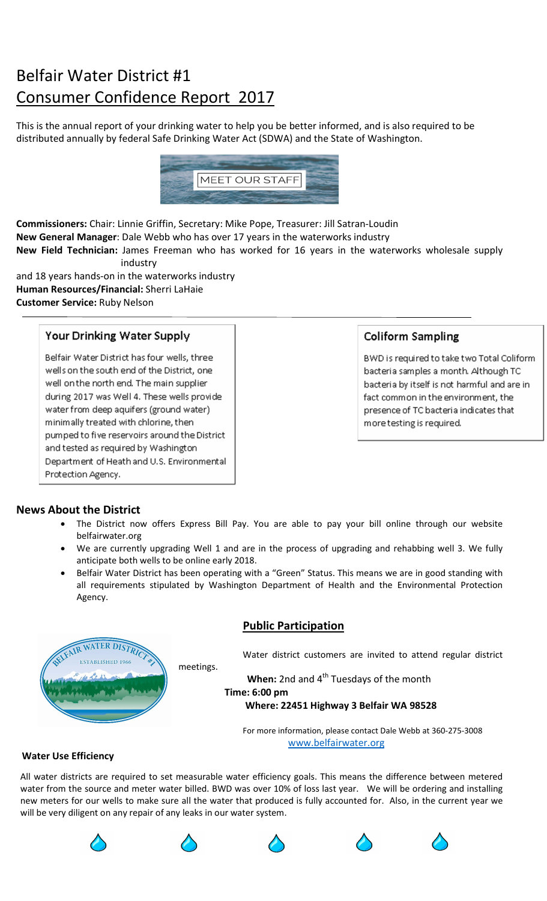# Belfair Water District #1

## Consumer Confidence Report 2017

This is the annual report of your drinking water to help you be better informed, and is also required to be distributed annually by federal Safe Drinking Water Act (SDWA) and the State of Washington.

MEET OUR STAFF

**Commissioners:** Chair: Linnie Griffin, Secretary: Mike Pope, Treasurer: Jill Satran-Loudin
**New General Manager**: Dale Webb who has over 17 years in the waterworks industry
**New Field Technician:** James Freeman who has worked for 16 years in the waterworks wholesale supply industry and 18 years hands-on in the waterworks industry
**Human Resources/Financial:** Sherri LaHaie
**Customer Service:** Ruby Nelson

### Your Drinking Water Supply

Belfair Water District has four wells, three wells on the south end of the District, one well on the north end. The main supplier during 2017 was Well 4. These wells provide water from deep aquifers (ground water) minimally treated with chlorine, then pumped to five reservoirs around the District and tested as required by Washington Department of Heath and U.S. Environmental Protection Agency.

### Coliform Sampling

BWD is required to take two Total Coliform bacteria samples a month. Although TC bacteria by itself is not harmful and are in fact common in the environment, the presence of TC bacteria indicates that more testing is required.

### News About the District

- The District now offers Express Bill Pay. You are able to pay your bill online through our website belfairwater.org
- We are currently upgrading Well 1 and are in the process of upgrading and rehabbing well 3. We fully anticipate both wells to be online early 2018.
- Belfair Water District has been operating with a "Green" Status. This means we are in good standing with all requirements stipulated by Washington Department of Health and the Environmental Protection Agency.

### Public Participation

Water district customers are invited to attend regular district meetings.

**When:** 2nd and 4th Tuesdays of the month
**Time: 6:00 pm**
**Where: 22451 Highway 3 Belfair WA 98528**

For more information, please contact Dale Webb at 360-275-3008
www.belfairwater.org

### Water Use Efficiency

All water districts are required to set measurable water efficiency goals. This means the difference between metered water from the source and meter water billed. BWD was over 10% of loss last year. We will be ordering and installing new meters for our wells to make sure all the water that produced is fully accounted for. Also, in the current year we will be very diligent on any repair of any leaks in our water system.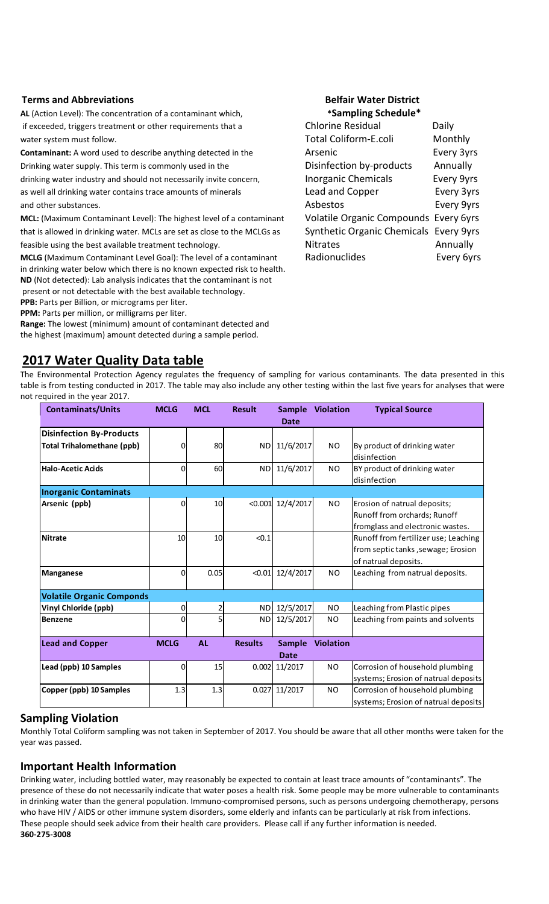**Terms and Abbreviations**

**AL** (Action Level): The concentration of a contaminant which, if exceeded, triggers treatment or other requirements that a water system must follow.

**Contaminant:** A word used to describe anything detected in the Drinking water supply. This term is commonly used in the drinking water industry and should not necessarily invite concern, as well all drinking water contains trace amounts of minerals and other substances.

**MCL:** (Maximum Contaminant Level): The highest level of a contaminant that is allowed in drinking water. MCLs are set as close to the MCLGs as feasible using the best available treatment technology.

**MCLG** (Maximum Contaminant Level Goal): The level of a contaminant in drinking water below which there is no known expected risk to health.

**ND** (Not detected): Lab analysis indicates that the contaminant is not present or not detectable with the best available technology.

**PPB:** Parts per Billion, or micrograms per liter.

**PPM:** Parts per million, or milligrams per liter.

**Range:** The lowest (minimum) amount of contaminant detected and the highest (maximum) amount detected during a sample period.

**Belfair Water District**
**\*Sampling Schedule\***

| | |
|---|---|
| Chlorine Residual | Daily |
| Total Coliform-E.coli | Monthly |
| Arsenic | Every 3yrs |
| Disinfection by-products | Annually |
| Inorganic Chemicals | Every 9yrs |
| Lead and Copper | Every 3yrs |
| Asbestos | Every 9yrs |
| Volatile Organic Compounds | Every 6yrs |
| Synthetic Organic Chemicals | Every 9yrs |
| Nitrates | Annually |
| Radionuclides | Every 6yrs |

## 2017 Water Quality Data table

The Environmental Protection Agency regulates the frequency of sampling for various contaminants. The data presented in this table is from testing conducted in 2017. The table may also include any other testing within the last five years for analyses that were not required in the year 2017.

| Contaminats/Units | MCLG | MCL | Result | Sample Date | Violation | Typical Source |
|---|---|---|---|---|---|---|
| **Disinfection By-Products** | | | | | | |
| **Total Trihalomethane (ppb)** | 0 | 80 | ND | 11/6/2017 | NO | By product of drinking water disinfection |
| **Halo-Acetic Acids** | 0 | 60 | ND | 11/6/2017 | NO | BY product of drinking water disinfection |
| **Inorganic Contaminats** | | | | | | |
| **Arsenic (ppb)** | 0 | 10 | <0.001 | 12/4/2017 | NO | Erosion of natrual deposits; Runoff from orchards; Runoff fromglass and electronic wastes. |
| **Nitrate** | 10 | 10 | <0.1 | | | Runoff from fertilizer use; Leaching from septic tanks ,sewage; Erosion of natrual deposits. |
| **Manganese** | 0 | 0.05 | <0.01 | 12/4/2017 | NO | Leaching from natrual deposits. |
| **Volatile Organic Componds** | | | | | | |
| **Vinyl Chloride (ppb)** | 0 | 2 | ND | 12/5/2017 | NO | Leaching from Plastic pipes |
| **Benzene** | 0 | 5 | ND | 12/5/2017 | NO | Leaching from paints and solvents |
| **Lead and Copper** | **MCLG** | **AL** | **Results** | **Sample Date** | **Violation** | |
| **Lead (ppb) 10 Samples** | 0 | 15 | 0.002 | 11/2017 | NO | Corrosion of household plumbing systems; Erosion of natrual deposits |
| **Copper (ppb) 10 Samples** | 1.3 | 1.3 | 0.027 | 11/2017 | NO | Corrosion of household plumbing systems; Erosion of natrual deposits |

## Sampling Violation

Monthly Total Coliform sampling was not taken in September of 2017. You should be aware that all other months were taken for the year was passed.

## Important Health Information

Drinking water, including bottled water, may reasonably be expected to contain at least trace amounts of "contaminants". The presence of these do not necessarily indicate that water poses a health risk. Some people may be more vulnerable to contaminants in drinking water than the general population. Immuno-compromised persons, such as persons undergoing chemotherapy, persons who have HIV / AIDS or other immune system disorders, some elderly and infants can be particularly at risk from infections. These people should seek advice from their health care providers. Please call if any further information is needed.

**360-275-3008**